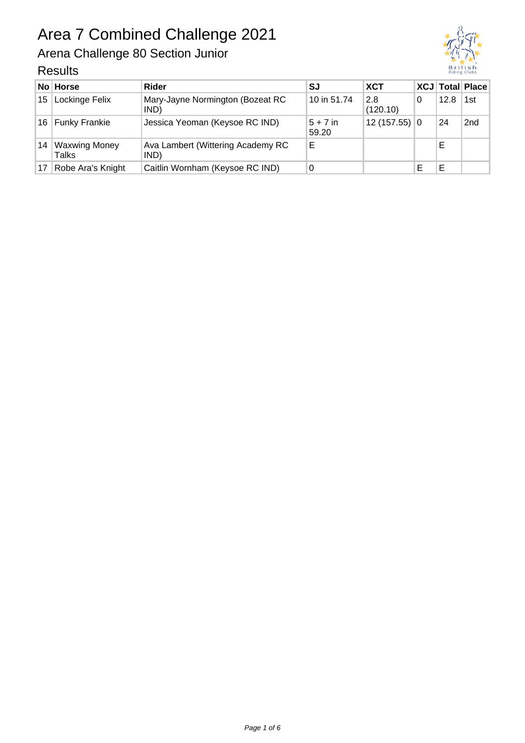# Area 7 Combined Challenge 2021

## Arena Challenge 80 Section Junior

### Results

| No | Horse | Rider | SJ | XCT | XCJ | Total | Place |
|---|---|---|---|---|---|---|---|
| 15 | Lockinge Felix | Mary-Jayne Normington (Bozeat RC IND) | 10 in 51.74 | 2.8 (120.10) | 0 | 12.8 | 1st |
| 16 | Funky Frankie | Jessica Yeoman (Keysoe RC IND) | 5 + 7 in 59.20 | 12 (157.55) | 0 | 24 | 2nd |
| 14 | Waxwing Money Talks | Ava Lambert (Wittering Academy RC IND) | E | | | E | |
| 17 | Robe Ara's Knight | Caitlin Wornham (Keysoe RC IND) | 0 | | E | E | |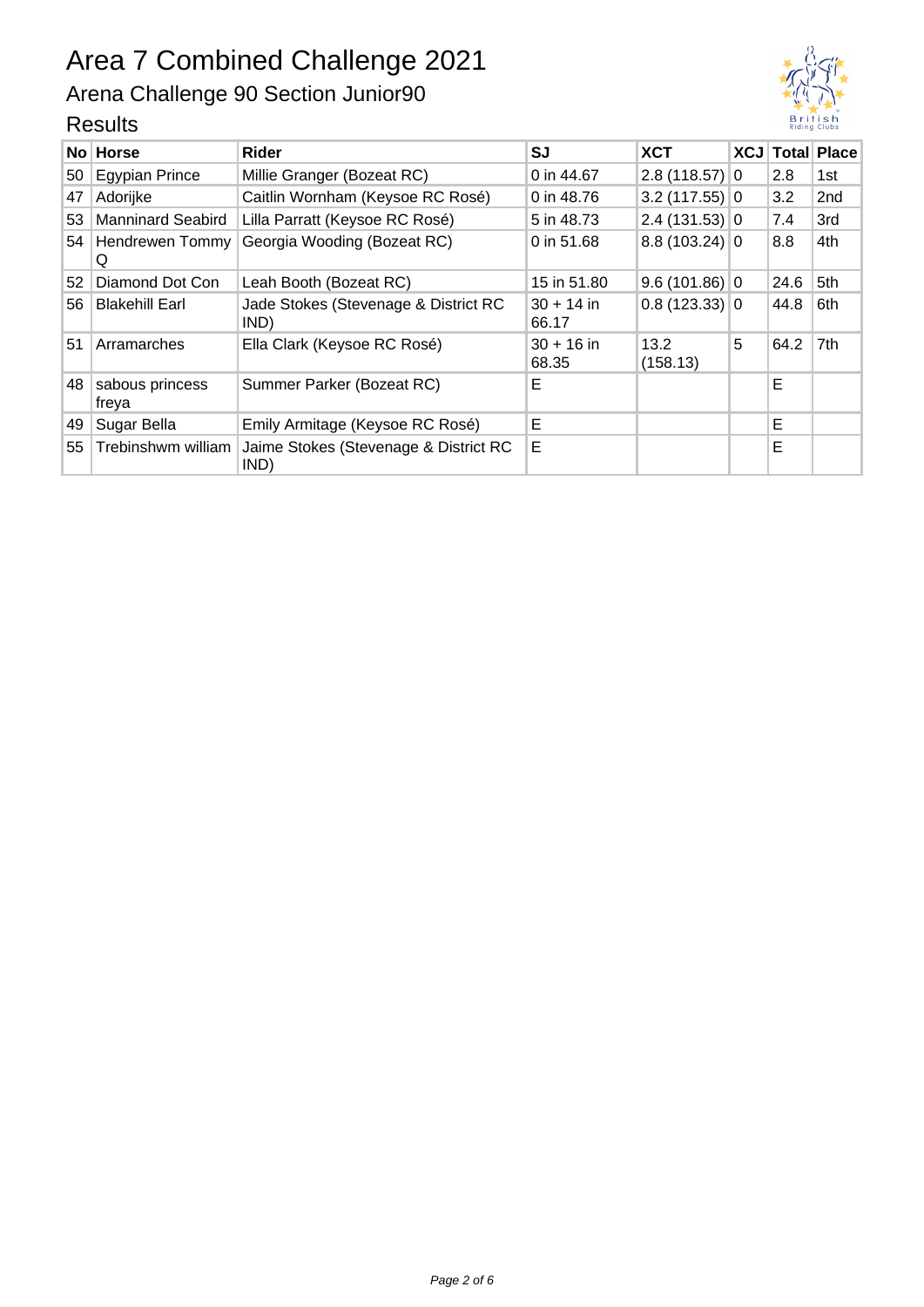# Area 7 Combined Challenge 2021

## Arena Challenge 90 Section Junior90

### Results

| No | Horse | Rider | SJ | XCT | XCJ | Total | Place |
|---|---|---|---|---|---|---|---|
| 50 | Egypian Prince | Millie Granger (Bozeat RC) | 0 in 44.67 | 2.8 (118.57) | 0 | 2.8 | 1st |
| 47 | Adorijke | Caitlin Wornham (Keysoe RC Rosé) | 0 in 48.76 | 3.2 (117.55) | 0 | 3.2 | 2nd |
| 53 | Manninard Seabird | Lilla Parratt (Keysoe RC Rosé) | 5 in 48.73 | 2.4 (131.53) | 0 | 7.4 | 3rd |
| 54 | Hendrewen Tommy Q | Georgia Wooding (Bozeat RC) | 0 in 51.68 | 8.8 (103.24) | 0 | 8.8 | 4th |
| 52 | Diamond Dot Con | Leah Booth (Bozeat RC) | 15 in 51.80 | 9.6 (101.86) | 0 | 24.6 | 5th |
| 56 | Blakehill Earl | Jade Stokes (Stevenage & District RC IND) | 30 + 14 in 66.17 | 0.8 (123.33) | 0 | 44.8 | 6th |
| 51 | Arramarches | Ella Clark (Keysoe RC Rosé) | 30 + 16 in 68.35 | 13.2 (158.13) | 5 | 64.2 | 7th |
| 48 | sabous princess freya | Summer Parker (Bozeat RC) | E | | | E | |
| 49 | Sugar Bella | Emily Armitage (Keysoe RC Rosé) | E | | | E | |
| 55 | Trebinshwm william | Jaime Stokes (Stevenage & District RC IND) | E | | | E | |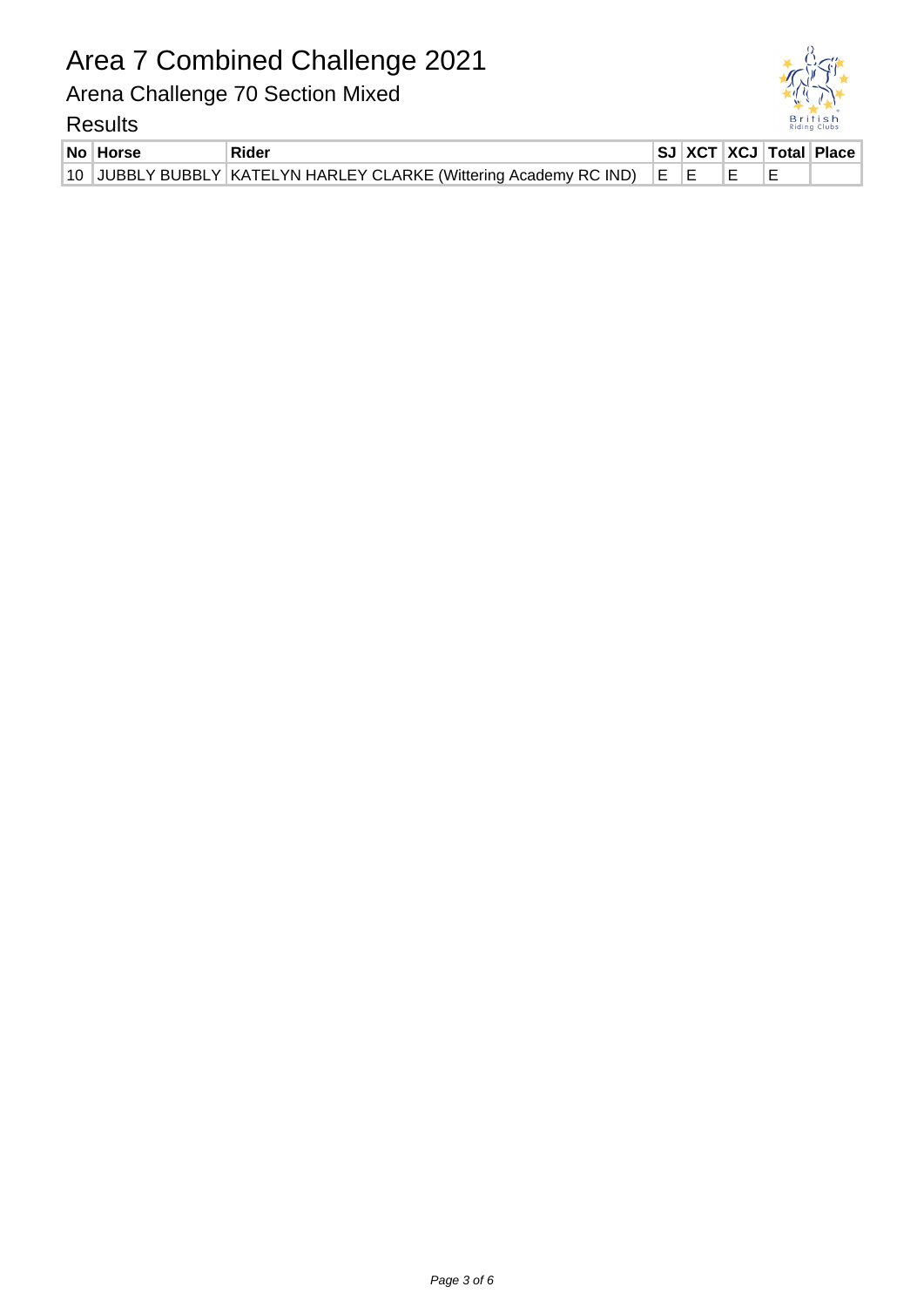# Area 7 Combined Challenge 2021

## Arena Challenge 70 Section Mixed

### Results

| No | Horse | Rider | SJ | XCT | XCJ | Total | Place |
|---|---|---|---|---|---|---|---|
| 10 | JUBBLY BUBBLY | KATELYN HARLEY CLARKE (Wittering Academy RC IND) | E | E | E | E | |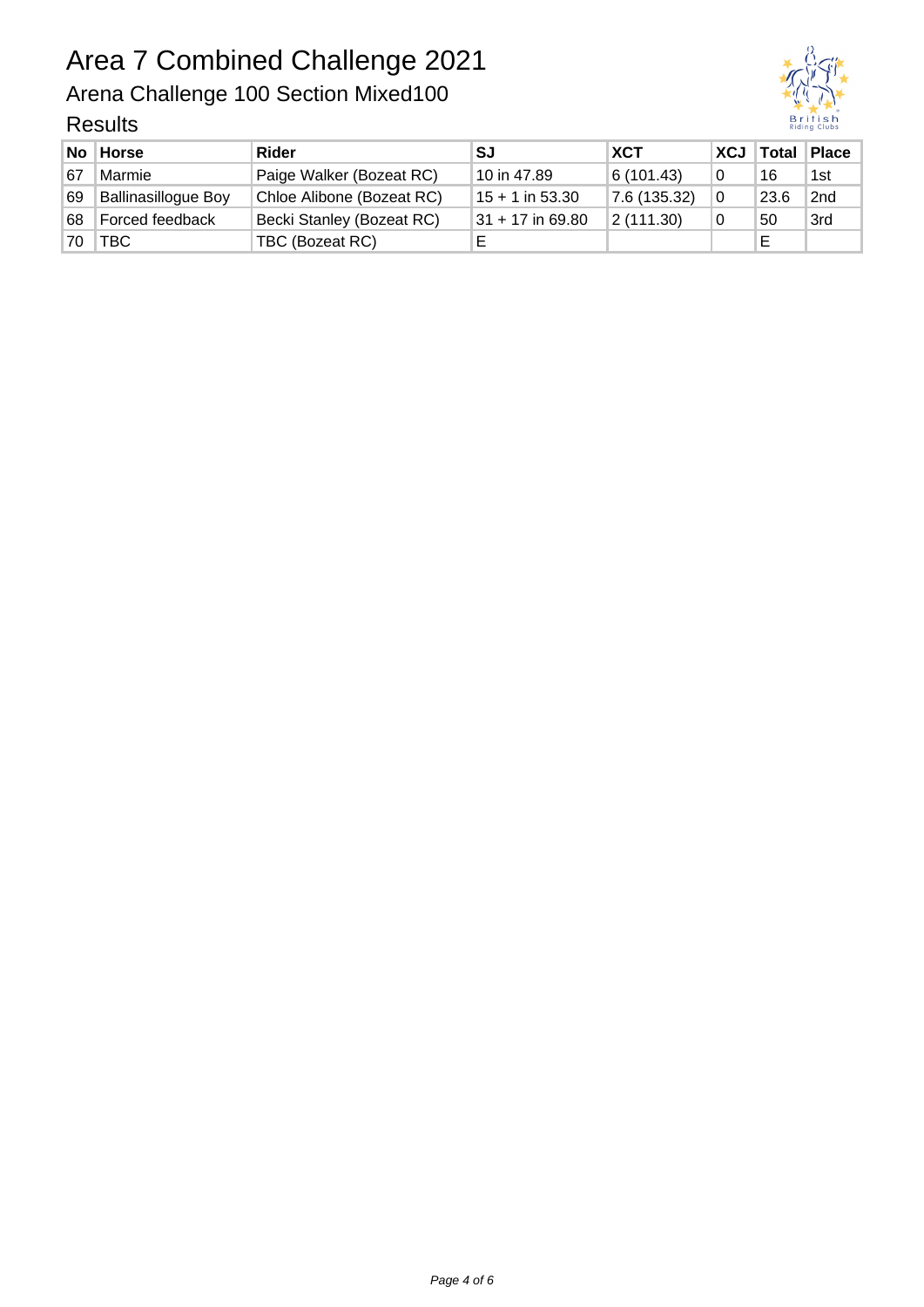# Area 7 Combined Challenge 2021

## Arena Challenge 100 Section Mixed100

### Results

| No | Horse | Rider | SJ | XCT | XCJ | Total | Place |
|---|---|---|---|---|---|---|---|
| 67 | Marmie | Paige Walker (Bozeat RC) | 10 in 47.89 | 6 (101.43) | 0 | 16 | 1st |
| 69 | Ballinasillogue Boy | Chloe Alibone (Bozeat RC) | 15 + 1 in 53.30 | 7.6 (135.32) | 0 | 23.6 | 2nd |
| 68 | Forced feedback | Becki Stanley (Bozeat RC) | 31 + 17 in 69.80 | 2 (111.30) | 0 | 50 | 3rd |
| 70 | TBC | TBC (Bozeat RC) | E | | | E | |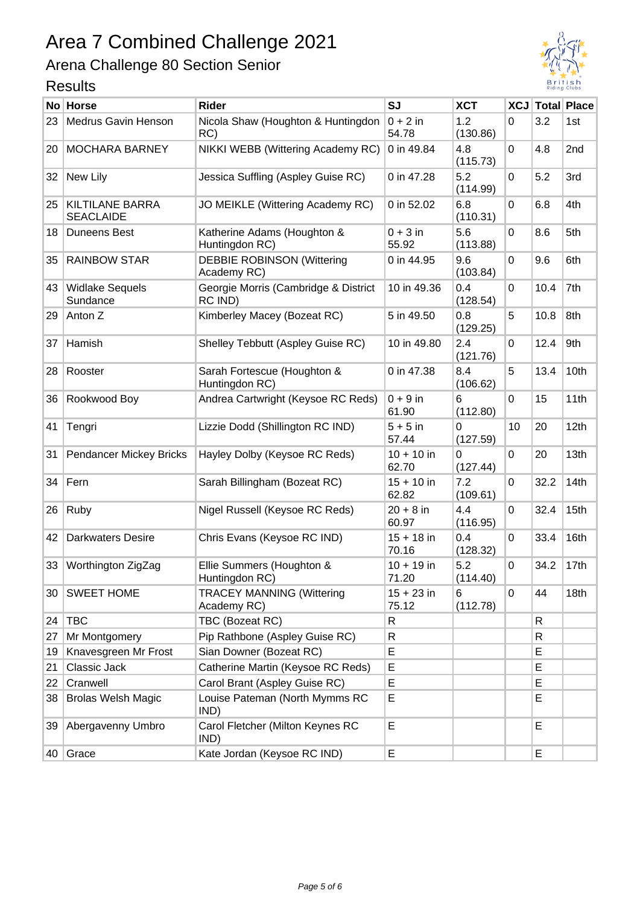# Area 7 Combined Challenge 2021

## Arena Challenge 80 Section Senior

### Results

| No | Horse | Rider | SJ | XCT | XCJ | Total | Place |
|---|---|---|---|---|---|---|---|
| 23 | Medrus Gavin Henson | Nicola Shaw (Houghton & Huntingdon RC) | 0 + 2 in 54.78 | 1.2 (130.86) | 0 | 3.2 | 1st |
| 20 | MOCHARA BARNEY | NIKKI WEBB (Wittering Academy RC) | 0 in 49.84 | 4.8 (115.73) | 0 | 4.8 | 2nd |
| 32 | New Lily | Jessica Suffling (Aspley Guise RC) | 0 in 47.28 | 5.2 (114.99) | 0 | 5.2 | 3rd |
| 25 | KILTILANE BARRA SEACLAIDE | JO MEIKLE (Wittering Academy RC) | 0 in 52.02 | 6.8 (110.31) | 0 | 6.8 | 4th |
| 18 | Duneens Best | Katherine Adams (Houghton & Huntingdon RC) | 0 + 3 in 55.92 | 5.6 (113.88) | 0 | 8.6 | 5th |
| 35 | RAINBOW STAR | DEBBIE ROBINSON (Wittering Academy RC) | 0 in 44.95 | 9.6 (103.84) | 0 | 9.6 | 6th |
| 43 | Widlake Sequels Sundance | Georgie Morris (Cambridge & District RC IND) | 10 in 49.36 | 0.4 (128.54) | 0 | 10.4 | 7th |
| 29 | Anton Z | Kimberley Macey (Bozeat RC) | 5 in 49.50 | 0.8 (129.25) | 5 | 10.8 | 8th |
| 37 | Hamish | Shelley Tebbutt (Aspley Guise RC) | 10 in 49.80 | 2.4 (121.76) | 0 | 12.4 | 9th |
| 28 | Rooster | Sarah Fortescue (Houghton & Huntingdon RC) | 0 in 47.38 | 8.4 (106.62) | 5 | 13.4 | 10th |
| 36 | Rookwood Boy | Andrea Cartwright (Keysoe RC Reds) | 0 + 9 in 61.90 | 6 (112.80) | 0 | 15 | 11th |
| 41 | Tengri | Lizzie Dodd (Shillington RC IND) | 5 + 5 in 57.44 | 0 (127.59) | 10 | 20 | 12th |
| 31 | Pendancer Mickey Bricks | Hayley Dolby (Keysoe RC Reds) | 10 + 10 in 62.70 | 0 (127.44) | 0 | 20 | 13th |
| 34 | Fern | Sarah Billingham (Bozeat RC) | 15 + 10 in 62.82 | 7.2 (109.61) | 0 | 32.2 | 14th |
| 26 | Ruby | Nigel Russell (Keysoe RC Reds) | 20 + 8 in 60.97 | 4.4 (116.95) | 0 | 32.4 | 15th |
| 42 | Darkwaters Desire | Chris Evans (Keysoe RC IND) | 15 + 18 in 70.16 | 0.4 (128.32) | 0 | 33.4 | 16th |
| 33 | Worthington ZigZag | Ellie Summers (Houghton & Huntingdon RC) | 10 + 19 in 71.20 | 5.2 (114.40) | 0 | 34.2 | 17th |
| 30 | SWEET HOME | TRACEY MANNING (Wittering Academy RC) | 15 + 23 in 75.12 | 6 (112.78) | 0 | 44 | 18th |
| 24 | TBC | TBC (Bozeat RC) | R | | | R | |
| 27 | Mr Montgomery | Pip Rathbone (Aspley Guise RC) | R | | | R | |
| 19 | Knavesgreen Mr Frost | Sian Downer (Bozeat RC) | E | | | E | |
| 21 | Classic Jack | Catherine Martin (Keysoe RC Reds) | E | | | E | |
| 22 | Cranwell | Carol Brant (Aspley Guise RC) | E | | | E | |
| 38 | Brolas Welsh Magic | Louise Pateman (North Mymms RC IND) | E | | | E | |
| 39 | Abergavenny Umbro | Carol Fletcher (Milton Keynes RC IND) | E | | | E | |
| 40 | Grace | Kate Jordan (Keysoe RC IND) | E | | | E | |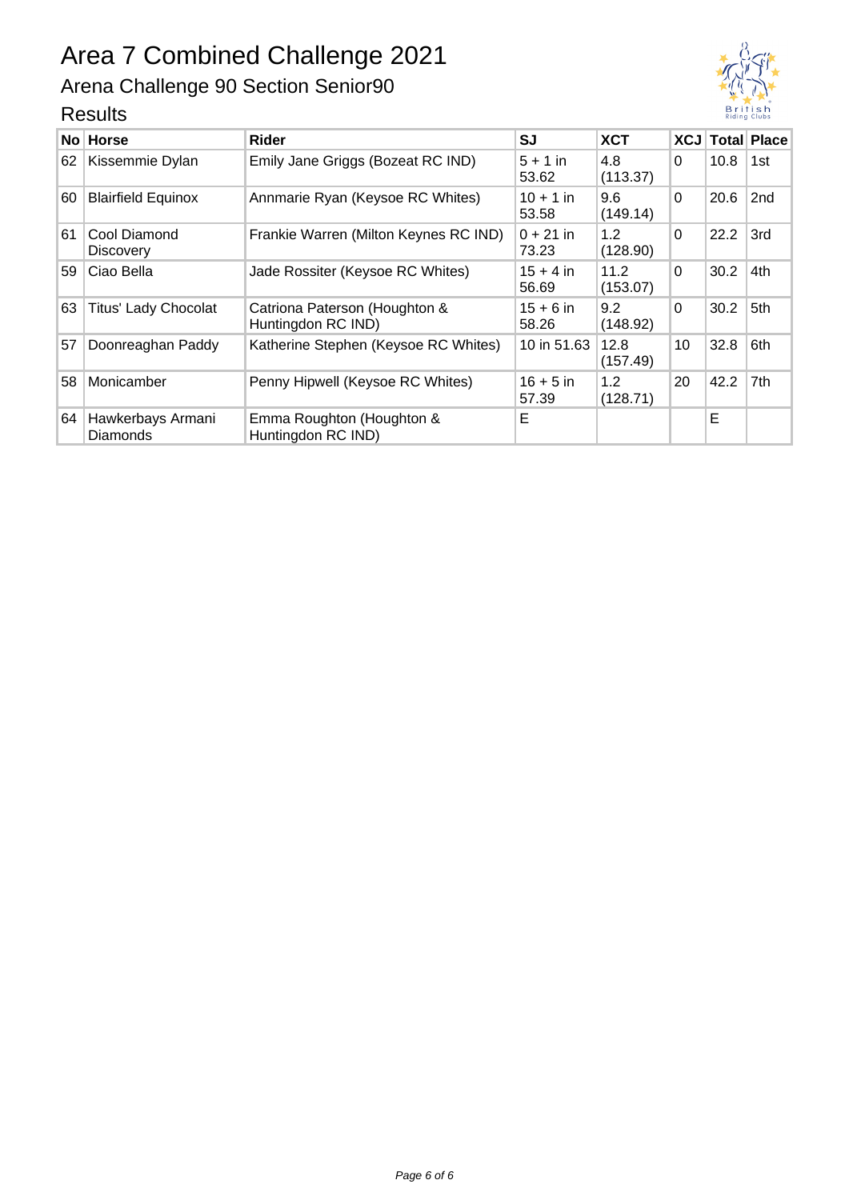# Area 7 Combined Challenge 2021

## Arena Challenge 90 Section Senior90

### Results

| No | Horse | Rider | SJ | XCT | XCJ | Total | Place |
|---|---|---|---|---|---|---|---|
| 62 | Kissemmie Dylan | Emily Jane Griggs (Bozeat RC IND) | 5 + 1 in 53.62 | 4.8 (113.37) | 0 | 10.8 | 1st |
| 60 | Blairfield Equinox | Annmarie Ryan (Keysoe RC Whites) | 10 + 1 in 53.58 | 9.6 (149.14) | 0 | 20.6 | 2nd |
| 61 | Cool Diamond Discovery | Frankie Warren (Milton Keynes RC IND) | 0 + 21 in 73.23 | 1.2 (128.90) | 0 | 22.2 | 3rd |
| 59 | Ciao Bella | Jade Rossiter (Keysoe RC Whites) | 15 + 4 in 56.69 | 11.2 (153.07) | 0 | 30.2 | 4th |
| 63 | Titus' Lady Chocolat | Catriona Paterson (Houghton & Huntingdon RC IND) | 15 + 6 in 58.26 | 9.2 (148.92) | 0 | 30.2 | 5th |
| 57 | Doonreaghan Paddy | Katherine Stephen (Keysoe RC Whites) | 10 in 51.63 | 12.8 (157.49) | 10 | 32.8 | 6th |
| 58 | Monicamber | Penny Hipwell (Keysoe RC Whites) | 16 + 5 in 57.39 | 1.2 (128.71) | 20 | 42.2 | 7th |
| 64 | Hawkerbays Armani Diamonds | Emma Roughton (Houghton & Huntingdon RC IND) | E | | | E | |